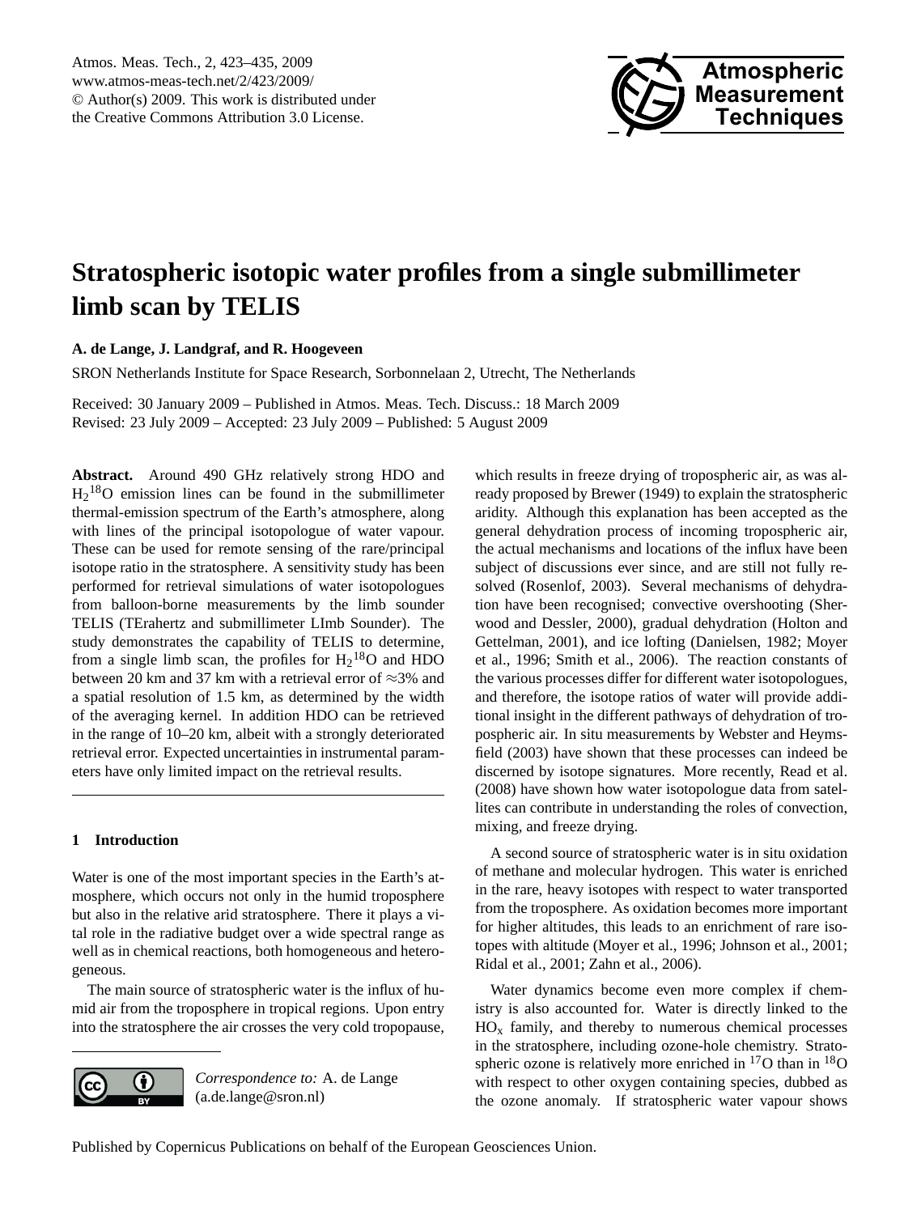# Stratospheric isotopic water profiles from a single submillimeter limb scan by TELIS

**A. de Lange, J. Landgraf, and R. Hoogeveen**

SRON Netherlands Institute for Space Research, Sorbonnelaan 2, Utrecht, The Netherlands

Received: 30 January 2009 – Published in Atmos. Meas. Tech. Discuss.: 18 March 2009
Revised: 23 July 2009 – Accepted: 23 July 2009 – Published: 5 August 2009

**Abstract.** Around 490 GHz relatively strong HDO and $H_2{}^{18}O$ emission lines can be found in the submillimeter thermal-emission spectrum of the Earth's atmosphere, along with lines of the principal isotopologue of water vapour. These can be used for remote sensing of the rare/principal isotope ratio in the stratosphere. A sensitivity study has been performed for retrieval simulations of water isotopologues from balloon-borne measurements by the limb sounder TELIS (TErahertz and submillimeter LImb Sounder). The study demonstrates the capability of TELIS to determine, from a single limb scan, the profiles for $H_2{}^{18}O$ and HDO between 20 km and 37 km with a retrieval error of $\approx$3% and a spatial resolution of 1.5 km, as determined by the width of the averaging kernel. In addition HDO can be retrieved in the range of 10–20 km, albeit with a strongly deteriorated retrieval error. Expected uncertainties in instrumental parameters have only limited impact on the retrieval results.

## 1 Introduction

Water is one of the most important species in the Earth's atmosphere, which occurs not only in the humid troposphere but also in the relative arid stratosphere. There it plays a vital role in the radiative budget over a wide spectral range as well as in chemical reactions, both homogeneous and heterogeneous.

The main source of stratospheric water is the influx of humid air from the troposphere in tropical regions. Upon entry into the stratosphere the air crosses the very cold tropopause, which results in freeze drying of tropospheric air, as was already proposed by Brewer (1949) to explain the stratospheric aridity. Although this explanation has been accepted as the general dehydration process of incoming tropospheric air, the actual mechanisms and locations of the influx have been subject of discussions ever since, and are still not fully resolved (Rosenlof, 2003). Several mechanisms of dehydration have been recognised; convective overshooting (Sherwood and Dessler, 2000), gradual dehydration (Holton and Gettelman, 2001), and ice lofting (Danielsen, 1982; Moyer et al., 1996; Smith et al., 2006). The reaction constants of the various processes differ for different water isotopologues, and therefore, the isotope ratios of water will provide additional insight in the different pathways of dehydration of tropospheric air. In situ measurements by Webster and Heymsfield (2003) have shown that these processes can indeed be discerned by isotope signatures. More recently, Read et al. (2008) have shown how water isotopologue data from satellites can contribute in understanding the roles of convection, mixing, and freeze drying.

A second source of stratospheric water is in situ oxidation of methane and molecular hydrogen. This water is enriched in the rare, heavy isotopes with respect to water transported from the troposphere. As oxidation becomes more important for higher altitudes, this leads to an enrichment of rare isotopes with altitude (Moyer et al., 1996; Johnson et al., 2001; Ridal et al., 2001; Zahn et al., 2006).

Water dynamics become even more complex if chemistry is also accounted for. Water is directly linked to the $HO_x$ family, and thereby to numerous chemical processes in the stratosphere, including ozone-hole chemistry. Stratospheric ozone is relatively more enriched in $^{17}O$ than in $^{18}O$ with respect to other oxygen containing species, dubbed as the ozone anomaly. If stratospheric water vapour shows

*Correspondence to:* A. de Lange (a.de.lange@sron.nl)

Published by Copernicus Publications on behalf of the European Geosciences Union.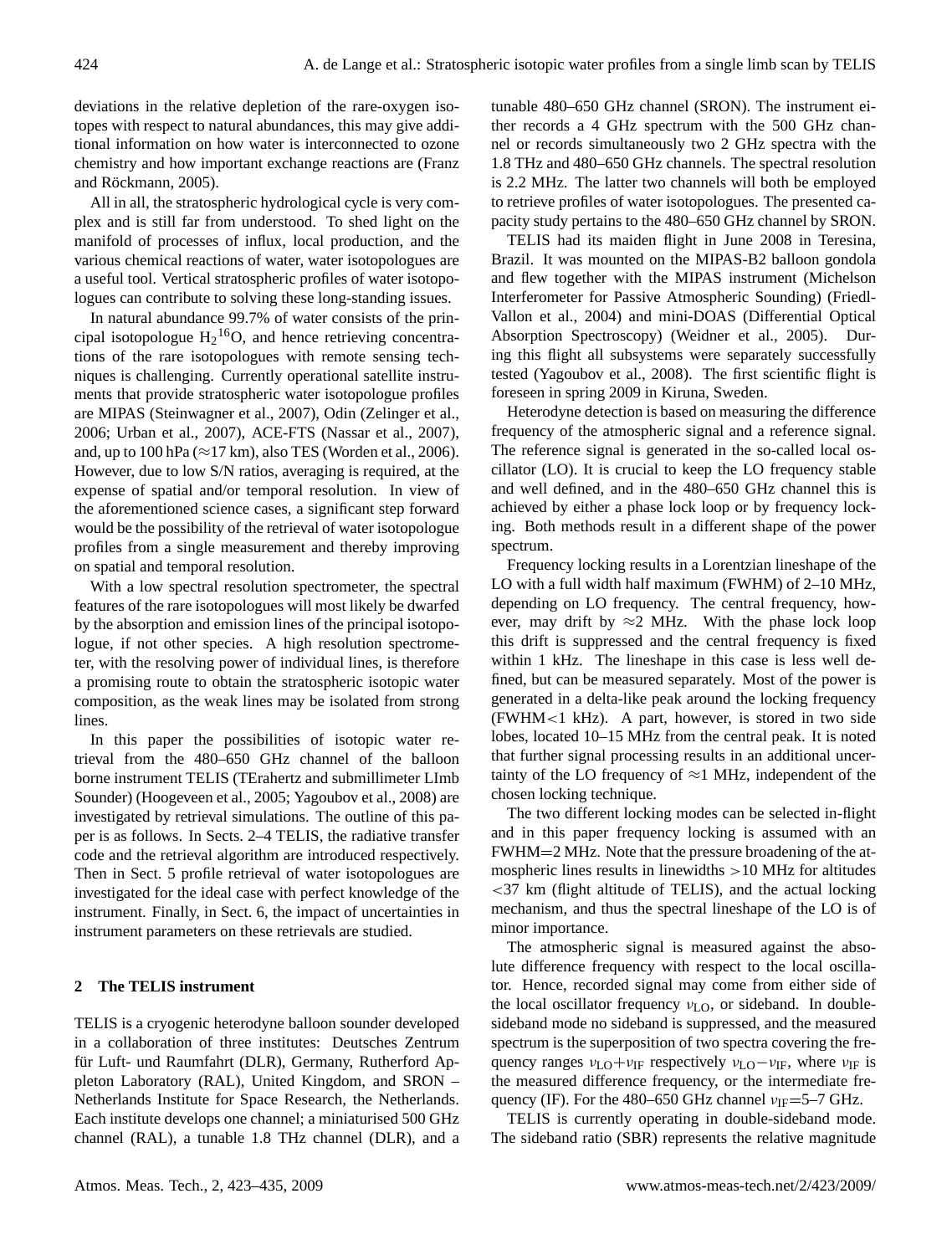deviations in the relative depletion of the rare-oxygen isotopes with respect to natural abundances, this may give additional information on how water is interconnected to ozone chemistry and how important exchange reactions are (Franz and Röckmann, 2005).

All in all, the stratospheric hydrological cycle is very complex and is still far from understood. To shed light on the manifold of processes of influx, local production, and the various chemical reactions of water, water isotopologues are a useful tool. Vertical stratospheric profiles of water isotopologues can contribute to solving these long-standing issues.

In natural abundance 99.7% of water consists of the principal isotopologue $H_2{}^{16}O$, and hence retrieving concentrations of the rare isotopologues with remote sensing techniques is challenging. Currently operational satellite instruments that provide stratospheric water isotopologue profiles are MIPAS (Steinwagner et al., 2007), Odin (Zelinger et al., 2006; Urban et al., 2007), ACE-FTS (Nassar et al., 2007), and, up to 100 hPa (≈17 km), also TES (Worden et al., 2006). However, due to low S/N ratios, averaging is required, at the expense of spatial and/or temporal resolution. In view of the aforementioned science cases, a significant step forward would be the possibility of the retrieval of water isotopologue profiles from a single measurement and thereby improving on spatial and temporal resolution.

With a low spectral resolution spectrometer, the spectral features of the rare isotopologues will most likely be dwarfed by the absorption and emission lines of the principal isotopologue, if not other species. A high resolution spectrometer, with the resolving power of individual lines, is therefore a promising route to obtain the stratospheric isotopic water composition, as the weak lines may be isolated from strong lines.

In this paper the possibilities of isotopic water retrieval from the 480–650 GHz channel of the balloon borne instrument TELIS (TErahertz and submillimeter LImb Sounder) (Hoogeveen et al., 2005; Yagoubov et al., 2008) are investigated by retrieval simulations. The outline of this paper is as follows. In Sects. 2–4 TELIS, the radiative transfer code and the retrieval algorithm are introduced respectively. Then in Sect. 5 profile retrieval of water isotopologues are investigated for the ideal case with perfect knowledge of the instrument. Finally, in Sect. 6, the impact of uncertainties in instrument parameters on these retrievals are studied.

## 2 The TELIS instrument

TELIS is a cryogenic heterodyne balloon sounder developed in a collaboration of three institutes: Deutsches Zentrum für Luft- und Raumfahrt (DLR), Germany, Rutherford Appleton Laboratory (RAL), United Kingdom, and SRON – Netherlands Institute for Space Research, the Netherlands. Each institute develops one channel; a miniaturised 500 GHz channel (RAL), a tunable 1.8 THz channel (DLR), and a tunable 480–650 GHz channel (SRON). The instrument either records a 4 GHz spectrum with the 500 GHz channel or records simultaneously two 2 GHz spectra with the 1.8 THz and 480–650 GHz channels. The spectral resolution is 2.2 MHz. The latter two channels will both be employed to retrieve profiles of water isotopologues. The presented capacity study pertains to the 480–650 GHz channel by SRON.

TELIS had its maiden flight in June 2008 in Teresina, Brazil. It was mounted on the MIPAS-B2 balloon gondola and flew together with the MIPAS instrument (Michelson Interferometer for Passive Atmospheric Sounding) (Friedl-Vallon et al., 2004) and mini-DOAS (Differential Optical Absorption Spectroscopy) (Weidner et al., 2005). During this flight all subsystems were separately successfully tested (Yagoubov et al., 2008). The first scientific flight is foreseen in spring 2009 in Kiruna, Sweden.

Heterodyne detection is based on measuring the difference frequency of the atmospheric signal and a reference signal. The reference signal is generated in the so-called local oscillator (LO). It is crucial to keep the LO frequency stable and well defined, and in the 480–650 GHz channel this is achieved by either a phase lock loop or by frequency locking. Both methods result in a different shape of the power spectrum.

Frequency locking results in a Lorentzian lineshape of the LO with a full width half maximum (FWHM) of 2–10 MHz, depending on LO frequency. The central frequency, however, may drift by ≈2 MHz. With the phase lock loop this drift is suppressed and the central frequency is fixed within 1 kHz. The lineshape in this case is less well defined, but can be measured separately. Most of the power is generated in a delta-like peak around the locking frequency (FWHM<1 kHz). A part, however, is stored in two side lobes, located 10–15 MHz from the central peak. It is noted that further signal processing results in an additional uncertainty of the LO frequency of ≈1 MHz, independent of the chosen locking technique.

The two different locking modes can be selected in-flight and in this paper frequency locking is assumed with an FWHM=2 MHz. Note that the pressure broadening of the atmospheric lines results in linewidths >10 MHz for altitudes <37 km (flight altitude of TELIS), and the actual locking mechanism, and thus the spectral lineshape of the LO is of minor importance.

The atmospheric signal is measured against the absolute difference frequency with respect to the local oscillator. Hence, recorded signal may come from either side of the local oscillator frequency $\nu_{LO}$, or sideband. In double-sideband mode no sideband is suppressed, and the measured spectrum is the superposition of two spectra covering the frequency ranges $\nu_{LO}+\nu_{IF}$ respectively $\nu_{LO}-\nu_{IF}$, where $\nu_{IF}$ is the measured difference frequency, or the intermediate frequency (IF). For the 480–650 GHz channel $\nu_{IF}$=5–7 GHz.

TELIS is currently operating in double-sideband mode. The sideband ratio (SBR) represents the relative magnitude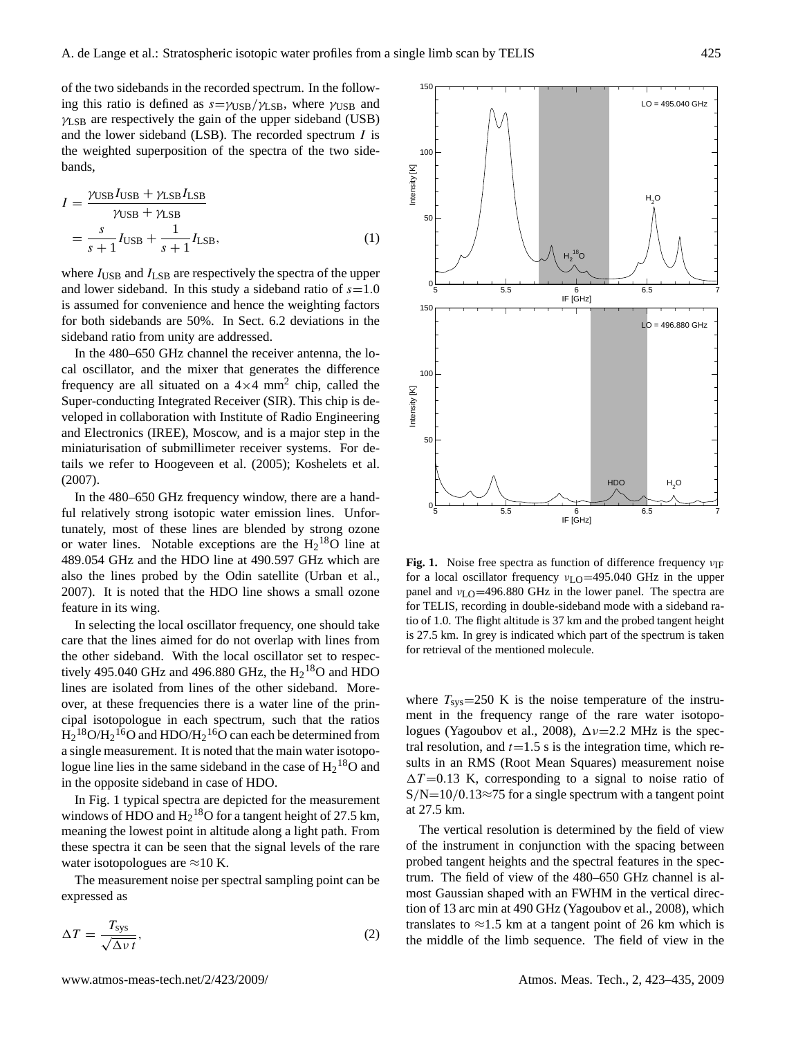of the two sidebands in the recorded spectrum. In the following this ratio is defined as $s=\gamma_{\rm USB}/\gamma_{\rm LSB}$, where $\gamma_{\rm USB}$ and $\gamma_{\rm LSB}$ are respectively the gain of the upper sideband (USB) and the lower sideband (LSB). The recorded spectrum $I$ is the weighted superposition of the spectra of the two sidebands,

$$
\begin{aligned}
I &= \frac{\gamma_{\rm USB} I_{\rm USB} + \gamma_{\rm LSB} I_{\rm LSB}}{\gamma_{\rm USB} + \gamma_{\rm LSB}} \\
&= \frac{s}{s+1} I_{\rm USB} + \frac{1}{s+1} I_{\rm LSB},
\end{aligned}
\tag{1}
$$

where $I_{\rm USB}$ and $I_{\rm LSB}$ are respectively the spectra of the upper and lower sideband. In this study a sideband ratio of $s=1.0$ is assumed for convenience and hence the weighting factors for both sidebands are 50%. In Sect. 6.2 deviations in the sideband ratio from unity are addressed.

In the 480–650 GHz channel the receiver antenna, the local oscillator, and the mixer that generates the difference frequency are all situated on a $4\times4$ mm$^2$ chip, called the Super-conducting Integrated Receiver (SIR). This chip is developed in collaboration with Institute of Radio Engineering and Electronics (IREE), Moscow, and is a major step in the miniaturisation of submillimeter receiver systems. For details we refer to Hoogeveen et al. (2005); Koshelets et al. (2007).

In the 480–650 GHz frequency window, there are a handful relatively strong isotopic water emission lines. Unfortunately, most of these lines are blended by strong ozone or water lines. Notable exceptions are the $H_2{}^{18}O$ line at 489.054 GHz and the HDO line at 490.597 GHz which are also the lines probed by the Odin satellite (Urban et al., 2007). It is noted that the HDO line shows a small ozone feature in its wing.

In selecting the local oscillator frequency, one should take care that the lines aimed for do not overlap with lines from the other sideband. With the local oscillator set to respectively 495.040 GHz and 496.880 GHz, the $H_2{}^{18}O$ and HDO lines are isolated from lines of the other sideband. Moreover, at these frequencies there is a water line of the principal isotopologue in each spectrum, such that the ratios $H_2{}^{18}O/H_2{}^{16}O$ and $HDO/H_2{}^{16}O$ can each be determined from a single measurement. It is noted that the main water isotopologue line lies in the same sideband in the case of $H_2{}^{18}O$ and in the opposite sideband in case of HDO.

In Fig. 1 typical spectra are depicted for the measurement windows of HDO and $H_2{}^{18}O$ for a tangent height of 27.5 km, meaning the lowest point in altitude along a light path. From these spectra it can be seen that the signal levels of the rare water isotopologues are $\approx$10 K.

The measurement noise per spectral sampling point can be expressed as

$$
\Delta T = \frac{T_{\rm sys}}{\sqrt{\Delta\nu\, t}}, \tag{2}
$$

**Fig. 1.** Noise free spectra as function of difference frequency $\nu_{\rm IF}$ for a local oscillator frequency $\nu_{\rm LO}$=495.040 GHz in the upper panel and $\nu_{\rm LO}$=496.880 GHz in the lower panel. The spectra are for TELIS, recording in double-sideband mode with a sideband ratio of 1.0. The flight altitude is 37 km and the probed tangent height is 27.5 km. In grey is indicated which part of the spectrum is taken for retrieval of the mentioned molecule.

where $T_{\rm sys}$=250 K is the noise temperature of the instrument in the frequency range of the rare water isotopologues (Yagoubov et al., 2008), $\Delta\nu$=2.2 MHz is the spectral resolution, and $t$=1.5 s is the integration time, which results in an RMS (Root Mean Squares) measurement noise $\Delta T$=0.13 K, corresponding to a signal to noise ratio of S/N=10/0.13$\approx$75 for a single spectrum with a tangent point at 27.5 km.

The vertical resolution is determined by the field of view of the instrument in conjunction with the spacing between probed tangent heights and the spectral features in the spectrum. The field of view of the 480–650 GHz channel is almost Gaussian shaped with an FWHM in the vertical direction of 13 arc min at 490 GHz (Yagoubov et al., 2008), which translates to $\approx$1.5 km at a tangent point of 26 km which is the middle of the limb sequence. The field of view in the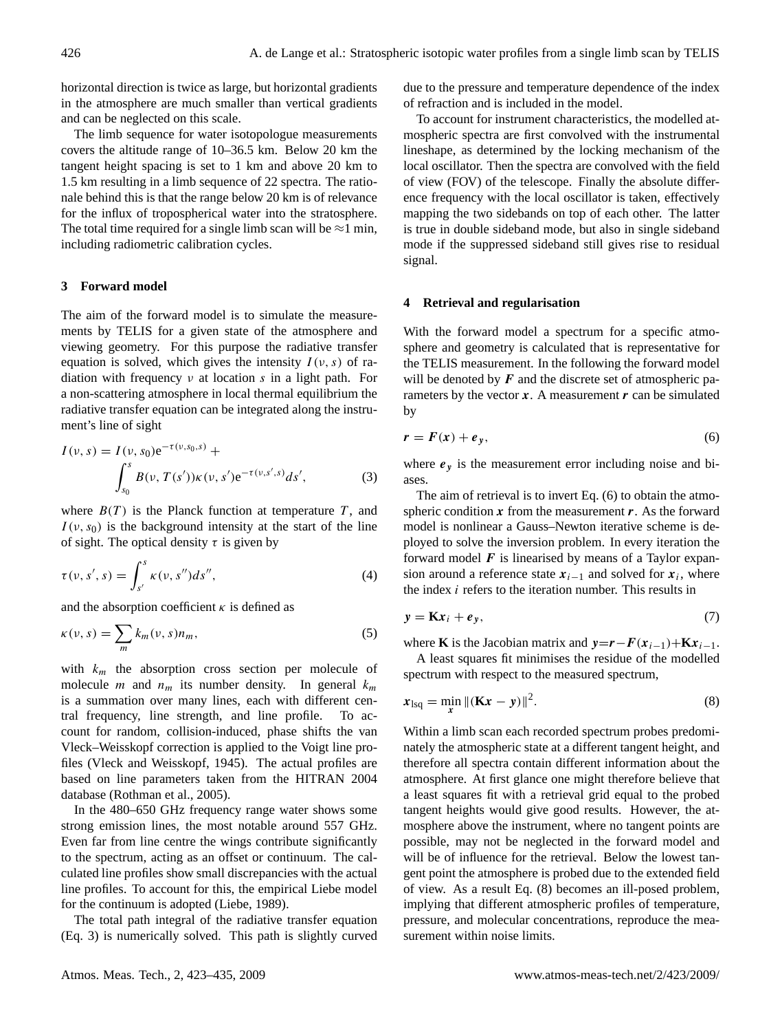horizontal direction is twice as large, but horizontal gradients in the atmosphere are much smaller than vertical gradients and can be neglected on this scale.

The limb sequence for water isotopologue measurements covers the altitude range of 10–36.5 km. Below 20 km the tangent height spacing is set to 1 km and above 20 km to 1.5 km resulting in a limb sequence of 22 spectra. The rationale behind this is that the range below 20 km is of relevance for the influx of tropospherical water into the stratosphere. The total time required for a single limb scan will be $\approx$1 min, including radiometric calibration cycles.

## 3 Forward model

The aim of the forward model is to simulate the measurements by TELIS for a given state of the atmosphere and viewing geometry. For this purpose the radiative transfer equation is solved, which gives the intensity $I(\nu, s)$ of radiation with frequency $\nu$ at location $s$ in a light path. For a non-scattering atmosphere in local thermal equilibrium the radiative transfer equation can be integrated along the instrument's line of sight

$$I(\nu, s) = I(\nu, s_0)e^{-\tau(\nu,s_0,s)} + \int_{s_0}^{s} B(\nu, T(s'))\kappa(\nu, s')e^{-\tau(\nu,s',s)}ds', \tag{3}$$

where $B(T)$ is the Planck function at temperature $T$, and $I(\nu, s_0)$ is the background intensity at the start of the line of sight. The optical density $\tau$ is given by

$$\tau(\nu, s', s) = \int_{s'}^{s} \kappa(\nu, s'')ds'', \tag{4}$$

and the absorption coefficient $\kappa$ is defined as

$$\kappa(\nu, s) = \sum_{m} k_m(\nu, s)n_m, \tag{5}$$

with $k_m$ the absorption cross section per molecule of molecule $m$ and $n_m$ its number density. In general $k_m$ is a summation over many lines, each with different central frequency, line strength, and line profile. To account for random, collision-induced, phase shifts the van Vleck–Weisskopf correction is applied to the Voigt line profiles (Vleck and Weisskopf, 1945). The actual profiles are based on line parameters taken from the HITRAN 2004 database (Rothman et al., 2005).

In the 480–650 GHz frequency range water shows some strong emission lines, the most notable around 557 GHz. Even far from line centre the wings contribute significantly to the spectrum, acting as an offset or continuum. The calculated line profiles show small discrepancies with the actual line profiles. To account for this, the empirical Liebe model for the continuum is adopted (Liebe, 1989).

The total path integral of the radiative transfer equation (Eq. 3) is numerically solved. This path is slightly curved due to the pressure and temperature dependence of the index of refraction and is included in the model.

To account for instrument characteristics, the modelled atmospheric spectra are first convolved with the instrumental lineshape, as determined by the locking mechanism of the local oscillator. Then the spectra are convolved with the field of view (FOV) of the telescope. Finally the absolute difference frequency with the local oscillator is taken, effectively mapping the two sidebands on top of each other. The latter is true in double sideband mode, but also in single sideband mode if the suppressed sideband still gives rise to residual signal.

## 4 Retrieval and regularisation

With the forward model a spectrum for a specific atmosphere and geometry is calculated that is representative for the TELIS measurement. In the following the forward model will be denoted by $\boldsymbol{F}$ and the discrete set of atmospheric parameters by the vector $\boldsymbol{x}$. A measurement $\boldsymbol{r}$ can be simulated by

$$\boldsymbol{r} = \boldsymbol{F}(\boldsymbol{x}) + \boldsymbol{e_y}, \tag{6}$$

where $\boldsymbol{e_y}$ is the measurement error including noise and biases.

The aim of retrieval is to invert Eq. (6) to obtain the atmospheric condition $\boldsymbol{x}$ from the measurement $\boldsymbol{r}$. As the forward model is nonlinear a Gauss–Newton iterative scheme is deployed to solve the inversion problem. In every iteration the forward model $\boldsymbol{F}$ is linearised by means of a Taylor expansion around a reference state $\boldsymbol{x}_{i-1}$ and solved for $\boldsymbol{x}_i$, where the index $i$ refers to the iteration number. This results in

$$\boldsymbol{y} = \mathbf{K}\boldsymbol{x}_i + \boldsymbol{e_y}, \tag{7}$$

where $\mathbf{K}$ is the Jacobian matrix and $\boldsymbol{y}=\boldsymbol{r}-\boldsymbol{F}(\boldsymbol{x}_{i-1})+\mathbf{K}\boldsymbol{x}_{i-1}$.

A least squares fit minimises the residue of the modelled spectrum with respect to the measured spectrum,

$$\boldsymbol{x}_{\text{lsq}} = \min_{\boldsymbol{x}} \|(\mathbf{K}\boldsymbol{x} - \boldsymbol{y})\|^2. \tag{8}$$

Within a limb scan each recorded spectrum probes predominately the atmospheric state at a different tangent height, and therefore all spectra contain different information about the atmosphere. At first glance one might therefore believe that a least squares fit with a retrieval grid equal to the probed tangent heights would give good results. However, the atmosphere above the instrument, where no tangent points are possible, may not be neglected in the forward model and will be of influence for the retrieval. Below the lowest tangent point the atmosphere is probed due to the extended field of view. As a result Eq. (8) becomes an ill-posed problem, implying that different atmospheric profiles of temperature, pressure, and molecular concentrations, reproduce the measurement within noise limits.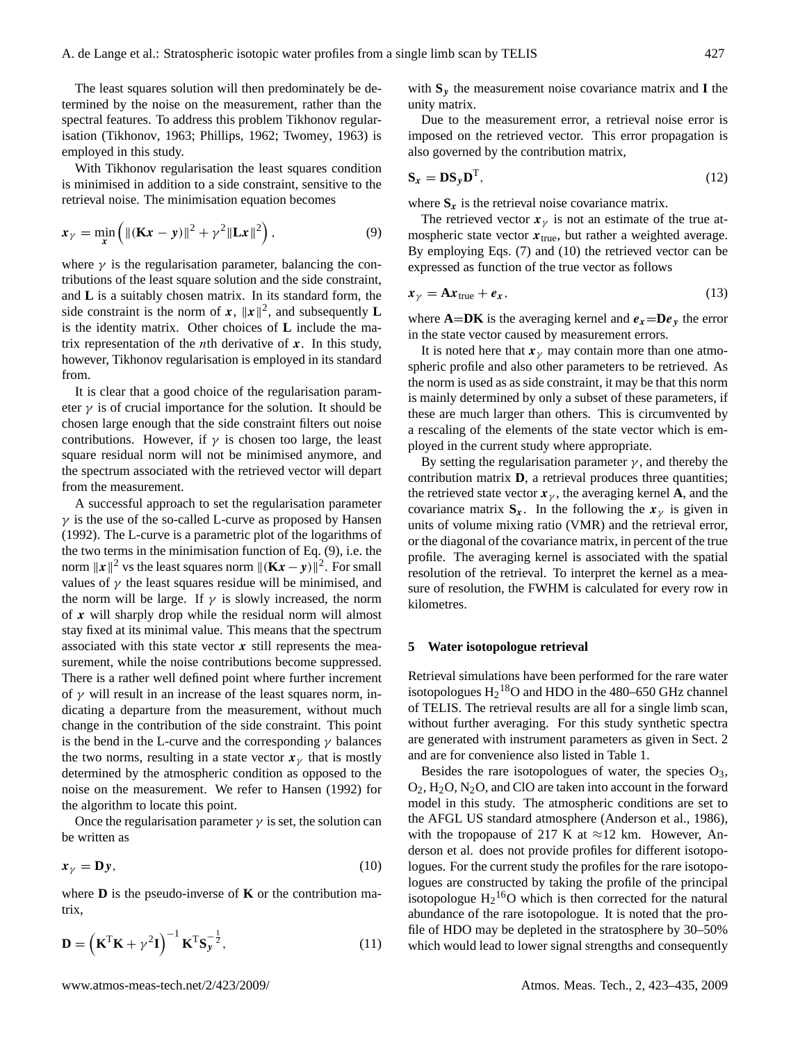The least squares solution will then predominately be determined by the noise on the measurement, rather than the spectral features. To address this problem Tikhonov regularisation (Tikhonov, 1963; Phillips, 1962; Twomey, 1963) is employed in this study.

With Tikhonov regularisation the least squares condition is minimised in addition to a side constraint, sensitive to the retrieval noise. The minimisation equation becomes

$$\boldsymbol{x}_\gamma = \min_{\boldsymbol{x}} \left( \|(\mathbf{K}\boldsymbol{x} - \boldsymbol{y})\|^2 + \gamma^2 \|\mathbf{L}\boldsymbol{x}\|^2 \right), \tag{9}$$

where $\gamma$ is the regularisation parameter, balancing the contributions of the least square solution and the side constraint, and $\mathbf{L}$ is a suitably chosen matrix. In its standard form, the side constraint is the norm of $\boldsymbol{x}$, $\|\boldsymbol{x}\|^2$, and subsequently $\mathbf{L}$ is the identity matrix. Other choices of $\mathbf{L}$ include the matrix representation of the $n$th derivative of $\boldsymbol{x}$. In this study, however, Tikhonov regularisation is employed in its standard from.

It is clear that a good choice of the regularisation parameter $\gamma$ is of crucial importance for the solution. It should be chosen large enough that the side constraint filters out noise contributions. However, if $\gamma$ is chosen too large, the least square residual norm will not be minimised anymore, and the spectrum associated with the retrieved vector will depart from the measurement.

A successful approach to set the regularisation parameter $\gamma$ is the use of the so-called L-curve as proposed by Hansen (1992). The L-curve is a parametric plot of the logarithms of the two terms in the minimisation function of Eq. (9), i.e. the norm $\|\boldsymbol{x}\|^2$ vs the least squares norm $\|(\mathbf{K}\boldsymbol{x} - \boldsymbol{y})\|^2$. For small values of $\gamma$ the least squares residue will be minimised, and the norm will be large. If $\gamma$ is slowly increased, the norm of $\boldsymbol{x}$ will sharply drop while the residual norm will almost stay fixed at its minimal value. This means that the spectrum associated with this state vector $\boldsymbol{x}$ still represents the measurement, while the noise contributions become suppressed. There is a rather well defined point where further increment of $\gamma$ will result in an increase of the least squares norm, indicating a departure from the measurement, without much change in the contribution of the side constraint. This point is the bend in the L-curve and the corresponding $\gamma$ balances the two norms, resulting in a state vector $\boldsymbol{x}_\gamma$ that is mostly determined by the atmospheric condition as opposed to the noise on the measurement. We refer to Hansen (1992) for the algorithm to locate this point.

Once the regularisation parameter $\gamma$ is set, the solution can be written as

$$\boldsymbol{x}_\gamma = \mathbf{D}\boldsymbol{y}, \tag{10}$$

where $\mathbf{D}$ is the pseudo-inverse of $\mathbf{K}$ or the contribution matrix,

$$\mathbf{D} = \left( \mathbf{K}^{\mathrm{T}}\mathbf{K} + \gamma^2 \mathbf{I} \right)^{-1} \mathbf{K}^{\mathrm{T}} \mathbf{S}_{\boldsymbol{y}}^{-\frac{1}{2}}, \tag{11}$$

with $\mathbf{S}_{\boldsymbol{y}}$ the measurement noise covariance matrix and $\mathbf{I}$ the unity matrix.

Due to the measurement error, a retrieval noise error is imposed on the retrieved vector. This error propagation is also governed by the contribution matrix,

$$\mathbf{S}_{\boldsymbol{x}} = \mathbf{D}\mathbf{S}_{\boldsymbol{y}}\mathbf{D}^{\mathrm{T}}, \tag{12}$$

where $\mathbf{S}_{\boldsymbol{x}}$ is the retrieval noise covariance matrix.

The retrieved vector $\boldsymbol{x}_\gamma$ is not an estimate of the true atmospheric state vector $\boldsymbol{x}_{\text{true}}$, but rather a weighted average. By employing Eqs. (7) and (10) the retrieved vector can be expressed as function of the true vector as follows

$$\boldsymbol{x}_\gamma = \mathbf{A}\boldsymbol{x}_{\text{true}} + \boldsymbol{e}_{\boldsymbol{x}}, \tag{13}$$

where $\mathbf{A}=\mathbf{DK}$ is the averaging kernel and $\boldsymbol{e}_{\boldsymbol{x}}=\mathbf{D}\boldsymbol{e}_{\boldsymbol{y}}$ the error in the state vector caused by measurement errors.

It is noted here that $\boldsymbol{x}_\gamma$ may contain more than one atmospheric profile and also other parameters to be retrieved. As the norm is used as as side constraint, it may be that this norm is mainly determined by only a subset of these parameters, if these are much larger than others. This is circumvented by a rescaling of the elements of the state vector which is employed in the current study where appropriate.

By setting the regularisation parameter $\gamma$, and thereby the contribution matrix $\mathbf{D}$, a retrieval produces three quantities; the retrieved state vector $\boldsymbol{x}_\gamma$, the averaging kernel $\mathbf{A}$, and the covariance matrix $\mathbf{S}_{\boldsymbol{x}}$. In the following the $\boldsymbol{x}_\gamma$ is given in units of volume mixing ratio (VMR) and the retrieval error, or the diagonal of the covariance matrix, in percent of the true profile. The averaging kernel is associated with the spatial resolution of the retrieval. To interpret the kernel as a measure of resolution, the FWHM is calculated for every row in kilometres.

## 5 Water isotopologue retrieval

Retrieval simulations have been performed for the rare water isotopologues $H_2{}^{18}O$ and HDO in the 480–650 GHz channel of TELIS. The retrieval results are all for a single limb scan, without further averaging. For this study synthetic spectra are generated with instrument parameters as given in Sect. 2 and are for convenience also listed in Table 1.

Besides the rare isotopologues of water, the species $O_3$, $O_2$, $H_2O$, $N_2O$, and ClO are taken into account in the forward model in this study. The atmospheric conditions are set to the AFGL US standard atmosphere (Anderson et al., 1986), with the tropopause of 217 K at ≈12 km. However, Anderson et al. does not provide profiles for different isotopologues. For the current study the profiles for the rare isotopologues are constructed by taking the profile of the principal isotopologue $H_2{}^{16}O$ which is then corrected for the natural abundance of the rare isotopologue. It is noted that the profile of HDO may be depleted in the stratosphere by 30–50% which would lead to lower signal strengths and consequently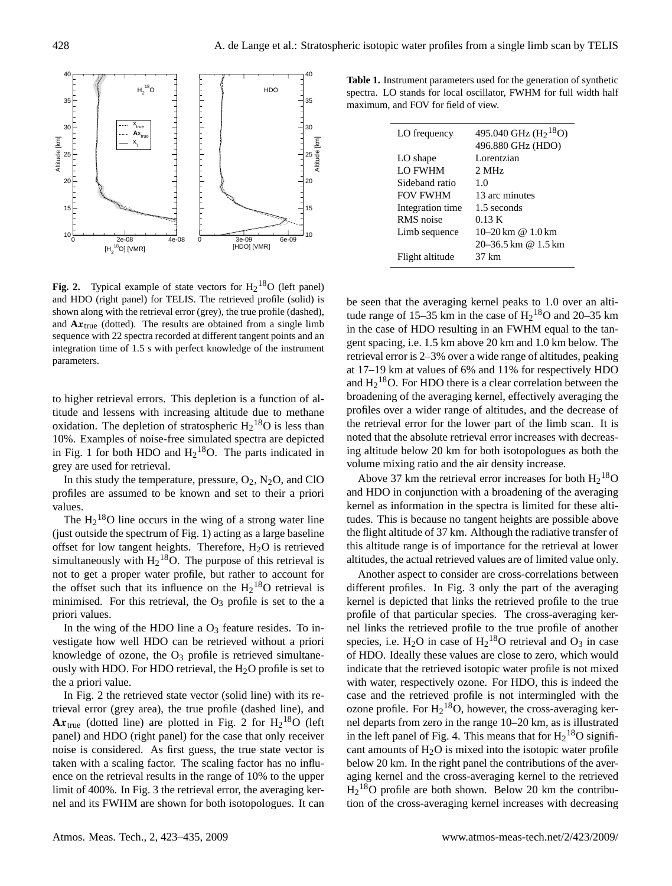Fig. 2. Typical example of state vectors for $H_2{}^{18}O$ (left panel) and HDO (right panel) for TELIS. The retrieved profile (solid) is shown along with the retrieval error (grey), the true profile (dashed), and $\mathbf{A}\boldsymbol{x}_{\text{true}}$ (dotted). The results are obtained from a single limb sequence with 22 spectra recorded at different tangent points and an integration time of 1.5 s with perfect knowledge of the instrument parameters.

to higher retrieval errors. This depletion is a function of altitude and lessens with increasing altitude due to methane oxidation. The depletion of stratospheric $H_2{}^{18}O$ is less than 10%. Examples of noise-free simulated spectra are depicted in Fig. 1 for both HDO and $H_2{}^{18}O$. The parts indicated in grey are used for retrieval.

In this study the temperature, pressure, $O_2$, $N_2O$, and ClO profiles are assumed to be known and set to their a priori values.

The $H_2{}^{18}O$ line occurs in the wing of a strong water line (just outside the spectrum of Fig. 1) acting as a large baseline offset for low tangent heights. Therefore, $H_2O$ is retrieved simultaneously with $H_2{}^{18}O$. The purpose of this retrieval is not to get a proper water profile, but rather to account for the offset such that its influence on the $H_2{}^{18}O$ retrieval is minimised. For this retrieval, the $O_3$ profile is set to the a priori values.

In the wing of the HDO line a $O_3$ feature resides. To investigate how well HDO can be retrieved without a priori knowledge of ozone, the $O_3$ profile is retrieved simultaneously with HDO. For HDO retrieval, the $H_2O$ profile is set to the a priori value.

In Fig. 2 the retrieved state vector (solid line) with its retrieval error (grey area), the true profile (dashed line), and $\mathbf{A}\boldsymbol{x}_{\text{true}}$ (dotted line) are plotted in Fig. 2 for $H_2{}^{18}O$ (left panel) and HDO (right panel) for the case that only receiver noise is considered. As first guess, the true state vector is taken with a scaling factor. The scaling factor has no influence on the retrieval results in the range of 10% to the upper limit of 400%. In Fig. 3 the retrieval error, the averaging kernel and its FWHM are shown for both isotopologues. It can be seen that the averaging kernel peaks to 1.0 over an altitude range of 15–35 km in the case of $H_2{}^{18}O$ and 20–35 km in the case of HDO resulting in an FWHM equal to the tangent spacing, i.e. 1.5 km above 20 km and 1.0 km below. The retrieval error is 2–3% over a wide range of altitudes, peaking at 17–19 km at values of 6% and 11% for respectively HDO and $H_2{}^{18}O$. For HDO there is a clear correlation between the broadening of the averaging kernel, effectively averaging the profiles over a wider range of altitudes, and the decrease of the retrieval error for the lower part of the limb scan. It is noted that the absolute retrieval error increases with decreasing altitude below 20 km for both isotopologues as both the volume mixing ratio and the air density increase.

Above 37 km the retrieval error increases for both $H_2{}^{18}O$ and HDO in conjunction with a broadening of the averaging kernel as information in the spectra is limited for these altitudes. This is because no tangent heights are possible above the flight altitude of 37 km. Although the radiative transfer of this altitude range is of importance for the retrieval at lower altitudes, the actual retrieved values are of limited value only.

Another aspect to consider are cross-correlations between different profiles. In Fig. 3 only the part of the averaging kernel is depicted that links the retrieved profile to the true profile of that particular species. The cross-averaging kernel links the retrieved profile to the true profile of another species, i.e. $H_2O$ in case of $H_2{}^{18}O$ retrieval and $O_3$ in case of HDO. Ideally these values are close to zero, which would indicate that the retrieved isotopic water profile is not mixed with water, respectively ozone. For HDO, this is indeed the case and the retrieved profile is not intermingled with the ozone profile. For $H_2{}^{18}O$, however, the cross-averaging kernel departs from zero in the range 10–20 km, as is illustrated in the left panel of Fig. 4. This means that for $H_2{}^{18}O$ significant amounts of $H_2O$ is mixed into the isotopic water profile below 20 km. In the right panel the contributions of the averaging kernel and the cross-averaging kernel to the retrieved $H_2{}^{18}O$ profile are both shown. Below 20 km the contribution of the cross-averaging kernel increases with decreasing

**Table 1.** Instrument parameters used for the generation of synthetic spectra. LO stands for local oscillator, FWHM for full width half maximum, and FOV for field of view.

| | |
|---|---|
| LO frequency | 495.040 GHz ($H_2{}^{18}O$) |
| | 496.880 GHz (HDO) |
| LO shape | Lorentzian |
| LO FWHM | 2 MHz |
| Sideband ratio | 1.0 |
| FOV FWHM | 13 arc minutes |
| Integration time | 1.5 seconds |
| RMS noise | 0.13 K |
| Limb sequence | 10–20 km @ 1.0 km |
| | 20–36.5 km @ 1.5 km |
| Flight altitude | 37 km |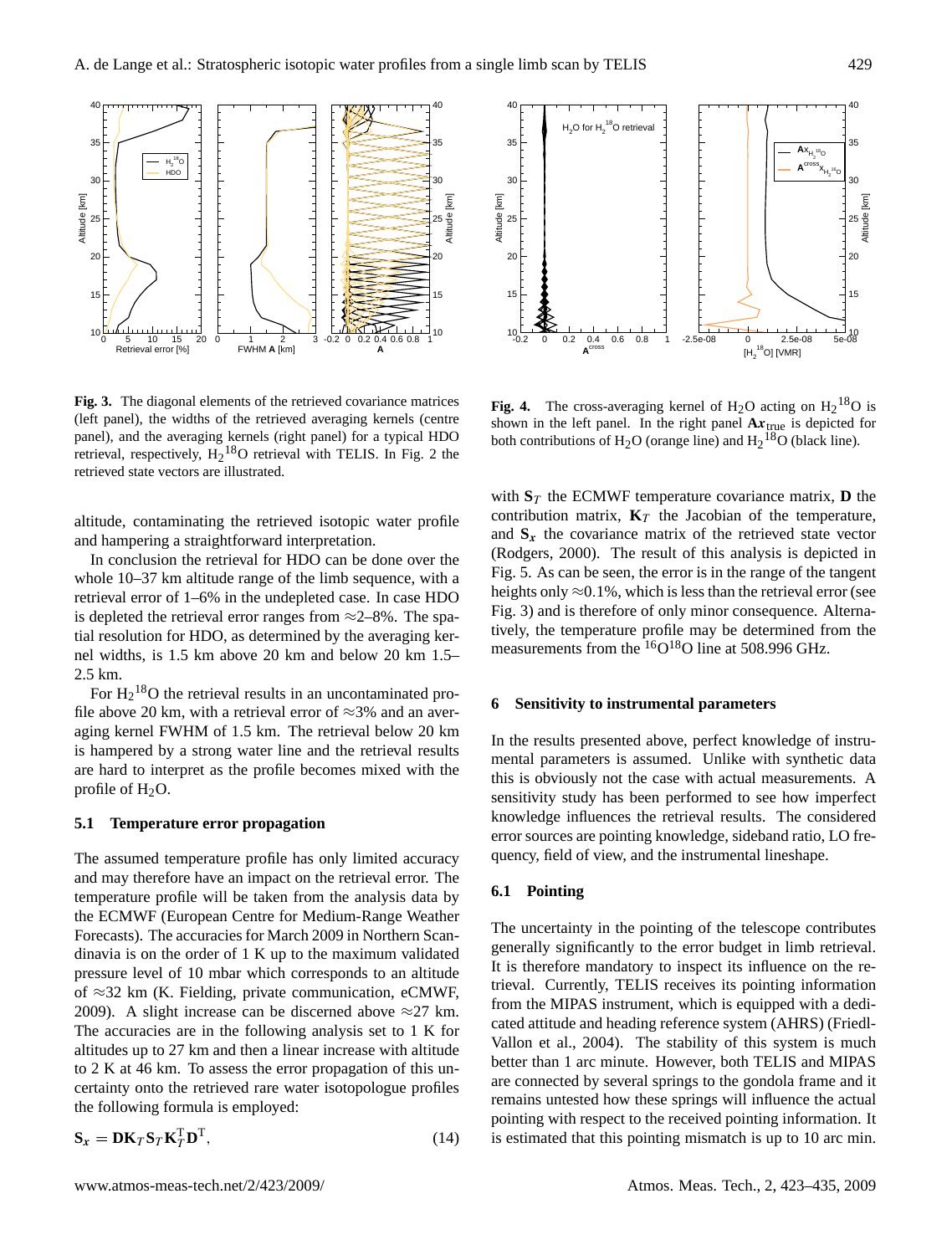**Fig. 3.** The diagonal elements of the retrieved covariance matrices (left panel), the widths of the retrieved averaging kernels (centre panel), and the averaging kernels (right panel) for a typical HDO retrieval, respectively, $H_2{}^{18}O$ retrieval with TELIS. In Fig. 2 the retrieved state vectors are illustrated.

**Fig. 4.** The cross-averaging kernel of $H_2O$ acting on $H_2{}^{18}O$ is shown in the left panel. In the right panel $\mathbf{A}\boldsymbol{x}_{\text{true}}$ is depicted for both contributions of $H_2O$ (orange line) and $H_2{}^{18}O$ (black line).

altitude, contaminating the retrieved isotopic water profile and hampering a straightforward interpretation.

In conclusion the retrieval for HDO can be done over the whole 10–37 km altitude range of the limb sequence, with a retrieval error of 1–6% in the undepleted case. In case HDO is depleted the retrieval error ranges from ≈2–8%. The spatial resolution for HDO, as determined by the averaging kernel widths, is 1.5 km above 20 km and below 20 km 1.5–2.5 km.

For $H_2{}^{18}O$ the retrieval results in an uncontaminated profile above 20 km, with a retrieval error of ≈3% and an averaging kernel FWHM of 1.5 km. The retrieval below 20 km is hampered by a strong water line and the retrieval results are hard to interpret as the profile becomes mixed with the profile of $H_2O$.

### 5.1 Temperature error propagation

The assumed temperature profile has only limited accuracy and may therefore have an impact on the retrieval error. The temperature profile will be taken from the analysis data by the ECMWF (European Centre for Medium-Range Weather Forecasts). The accuracies for March 2009 in Northern Scandinavia is on the order of 1 K up to the maximum validated pressure level of 10 mbar which corresponds to an altitude of ≈32 km (K. Fielding, private communication, eCMWF, 2009). A slight increase can be discerned above ≈27 km. The accuracies are in the following analysis set to 1 K for altitudes up to 27 km and then a linear increase with altitude to 2 K at 46 km. To assess the error propagation of this uncertainty onto the retrieved rare water isotopologue profiles the following formula is employed:

$$\mathbf{S}_{\boldsymbol{x}} = \mathbf{D}\mathbf{K}_T\mathbf{S}_T\mathbf{K}_T^{\mathrm{T}}\mathbf{D}^{\mathrm{T}}, \qquad (14)$$

with $\mathbf{S}_T$ the ECMWF temperature covariance matrix, $\mathbf{D}$ the contribution matrix, $\mathbf{K}_T$ the Jacobian of the temperature, and $\mathbf{S}_{\boldsymbol{x}}$ the covariance matrix of the retrieved state vector (Rodgers, 2000). The result of this analysis is depicted in Fig. 5. As can be seen, the error is in the range of the tangent heights only ≈0.1%, which is less than the retrieval error (see Fig. 3) and is therefore of only minor consequence. Alternatively, the temperature profile may be determined from the measurements from the $^{16}O^{18}O$ line at 508.996 GHz.

## 6 Sensitivity to instrumental parameters

In the results presented above, perfect knowledge of instrumental parameters is assumed. Unlike with synthetic data this is obviously not the case with actual measurements. A sensitivity study has been performed to see how imperfect knowledge influences the retrieval results. The considered error sources are pointing knowledge, sideband ratio, LO frequency, field of view, and the instrumental lineshape.

### 6.1 Pointing

The uncertainty in the pointing of the telescope contributes generally significantly to the error budget in limb retrieval. It is therefore mandatory to inspect its influence on the retrieval. Currently, TELIS receives its pointing information from the MIPAS instrument, which is equipped with a dedicated attitude and heading reference system (AHRS) (Friedl-Vallon et al., 2004). The stability of this system is much better than 1 arc minute. However, both TELIS and MIPAS are connected by several springs to the gondola frame and it remains untested how these springs will influence the actual pointing with respect to the received pointing information. It is estimated that this pointing mismatch is up to 10 arc min.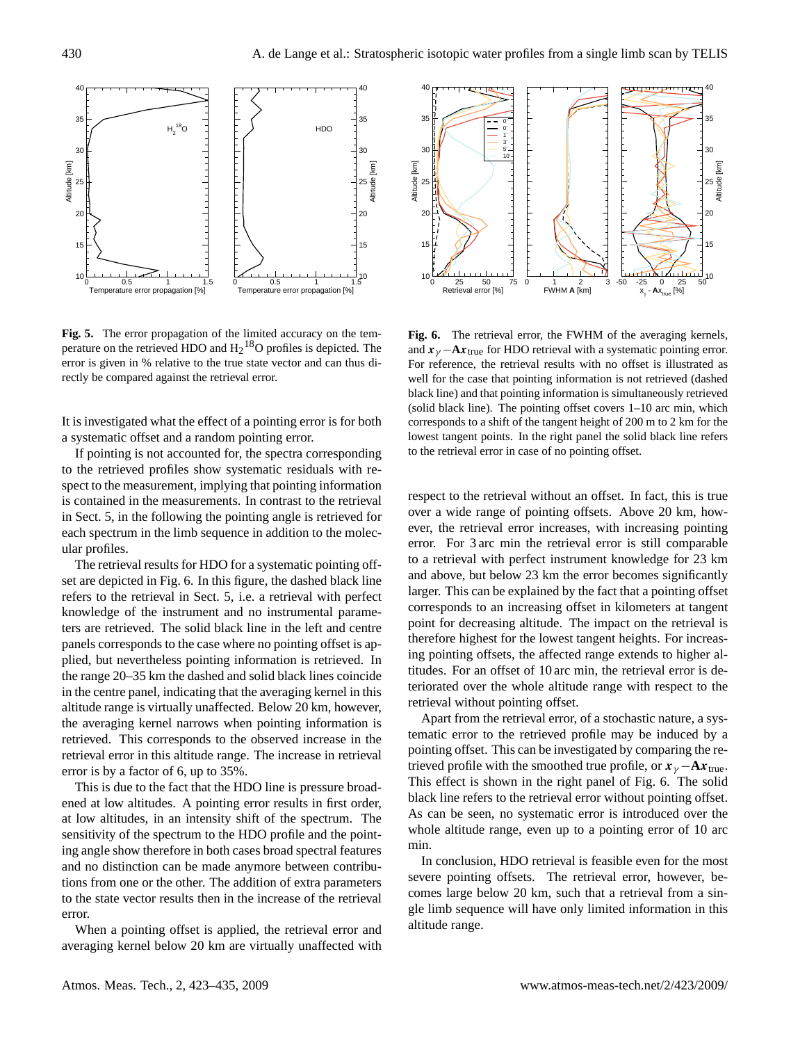**Fig. 5.** The error propagation of the limited accuracy on the temperature on the retrieved HDO and $H_2{}^{18}O$ profiles is depicted. The error is given in % relative to the true state vector and can thus directly be compared against the retrieval error.

**Fig. 6.** The retrieval error, the FWHM of the averaging kernels, and $\boldsymbol{x}_\gamma - \mathbf{A}\boldsymbol{x}_{\text{true}}$ for HDO retrieval with a systematic pointing error. For reference, the retrieval results with no offset is illustrated as well for the case that pointing information is not retrieved (dashed black line) and that pointing information is simultaneously retrieved (solid black line). The pointing offset covers 1–10 arc min, which corresponds to a shift of the tangent height of 200 m to 2 km for the lowest tangent points. In the right panel the solid black line refers to the retrieval error in case of no pointing offset.

It is investigated what the effect of a pointing error is for both a systematic offset and a random pointing error.

If pointing is not accounted for, the spectra corresponding to the retrieved profiles show systematic residuals with respect to the measurement, implying that pointing information is contained in the measurements. In contrast to the retrieval in Sect. 5, in the following the pointing angle is retrieved for each spectrum in the limb sequence in addition to the molecular profiles.

The retrieval results for HDO for a systematic pointing offset are depicted in Fig. 6. In this figure, the dashed black line refers to the retrieval in Sect. 5, i.e. a retrieval with perfect knowledge of the instrument and no instrumental parameters are retrieved. The solid black line in the left and centre panels corresponds to the case where no pointing offset is applied, but nevertheless pointing information is retrieved. In the range 20–35 km the dashed and solid black lines coincide in the centre panel, indicating that the averaging kernel in this altitude range is virtually unaffected. Below 20 km, however, the averaging kernel narrows when pointing information is retrieved. This corresponds to the observed increase in the retrieval error in this altitude range. The increase in retrieval error is by a factor of 6, up to 35%.

This is due to the fact that the HDO line is pressure broadened at low altitudes. A pointing error results in first order, at low altitudes, in an intensity shift of the spectrum. The sensitivity of the spectrum to the HDO profile and the pointing angle show therefore in both cases broad spectral features and no distinction can be made anymore between contributions from one or the other. The addition of extra parameters to the state vector results then in the increase of the retrieval error.

When a pointing offset is applied, the retrieval error and averaging kernel below 20 km are virtually unaffected with respect to the retrieval without an offset. In fact, this is true over a wide range of pointing offsets. Above 20 km, however, the retrieval error increases, with increasing pointing error. For 3 arc min the retrieval error is still comparable to a retrieval with perfect instrument knowledge for 23 km and above, but below 23 km the error becomes significantly larger. This can be explained by the fact that a pointing offset corresponds to an increasing offset in kilometers at tangent point for decreasing altitude. The impact on the retrieval is therefore highest for the lowest tangent heights. For increasing pointing offsets, the affected range extends to higher altitudes. For an offset of 10 arc min, the retrieval error is deteriorated over the whole altitude range with respect to the retrieval without pointing offset.

Apart from the retrieval error, of a stochastic nature, a systematic error to the retrieved profile may be induced by a pointing offset. This can be investigated by comparing the retrieved profile with the smoothed true profile, or $\boldsymbol{x}_\gamma - \mathbf{A}\boldsymbol{x}_{\text{true}}$. This effect is shown in the right panel of Fig. 6. The solid black line refers to the retrieval error without pointing offset. As can be seen, no systematic error is introduced over the whole altitude range, even up to a pointing error of 10 arc min.

In conclusion, HDO retrieval is feasible even for the most severe pointing offsets. The retrieval error, however, becomes large below 20 km, such that a retrieval from a single limb sequence will have only limited information in this altitude range.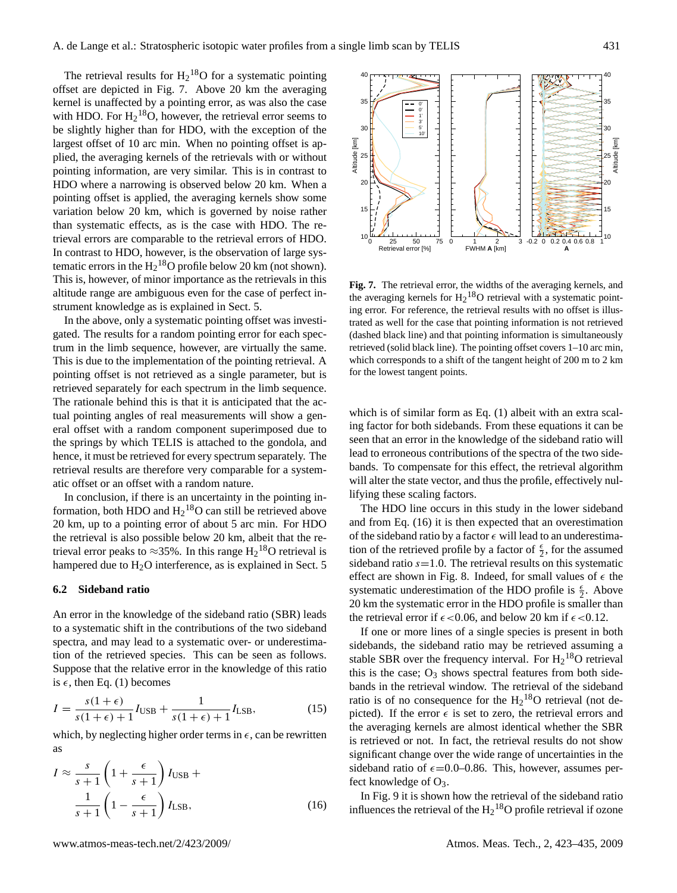The retrieval results for $H_2{}^{18}O$ for a systematic pointing offset are depicted in Fig. 7. Above 20 km the averaging kernel is unaffected by a pointing error, as was also the case with HDO. For $H_2{}^{18}O$, however, the retrieval error seems to be slightly higher than for HDO, with the exception of the largest offset of 10 arc min. When no pointing offset is applied, the averaging kernels of the retrievals with or without pointing information, are very similar. This is in contrast to HDO where a narrowing is observed below 20 km. When a pointing offset is applied, the averaging kernels show some variation below 20 km, which is governed by noise rather than systematic effects, as is the case with HDO. The retrieval errors are comparable to the retrieval errors of HDO. In contrast to HDO, however, is the observation of large systematic errors in the $H_2{}^{18}O$ profile below 20 km (not shown). This is, however, of minor importance as the retrievals in this altitude range are ambiguous even for the case of perfect instrument knowledge as is explained in Sect. 5.

In the above, only a systematic pointing offset was investigated. The results for a random pointing error for each spectrum in the limb sequence, however, are virtually the same. This is due to the implementation of the pointing retrieval. A pointing offset is not retrieved as a single parameter, but is retrieved separately for each spectrum in the limb sequence. The rationale behind this is that it is anticipated that the actual pointing angles of real measurements will show a general offset with a random component superimposed due to the springs by which TELIS is attached to the gondola, and hence, it must be retrieved for every spectrum separately. The retrieval results are therefore very comparable for a systematic offset or an offset with a random nature.

In conclusion, if there is an uncertainty in the pointing information, both HDO and $H_2{}^{18}O$ can still be retrieved above 20 km, up to a pointing error of about 5 arc min. For HDO the retrieval is also possible below 20 km, albeit that the retrieval error peaks to ≈35%. In this range $H_2{}^{18}O$ retrieval is hampered due to $H_2O$ interference, as is explained in Sect. 5

### 6.2 Sideband ratio

An error in the knowledge of the sideband ratio (SBR) leads to a systematic shift in the contributions of the two sideband spectra, and may lead to a systematic over- or underestimation of the retrieved species. This can be seen as follows. Suppose that the relative error in the knowledge of this ratio is $\epsilon$, then Eq. (1) becomes

$$I = \frac{s(1+\epsilon)}{s(1+\epsilon)+1} I_{\text{USB}} + \frac{1}{s(1+\epsilon)+1} I_{\text{LSB}}, \qquad (15)$$

which, by neglecting higher order terms in $\epsilon$, can be rewritten as

$$I \approx \frac{s}{s+1}\left(1+\frac{\epsilon}{s+1}\right) I_{\text{USB}} + \frac{1}{s+1}\left(1-\frac{\epsilon}{s+1}\right) I_{\text{LSB}}, \qquad (16)$$

**Fig. 7.** The retrieval error, the widths of the averaging kernels, and the averaging kernels for $H_2{}^{18}O$ retrieval with a systematic pointing error. For reference, the retrieval results with no offset is illustrated as well for the case that pointing information is not retrieved (dashed black line) and that pointing information is simultaneously retrieved (solid black line). The pointing offset covers 1–10 arc min, which corresponds to a shift of the tangent height of 200 m to 2 km for the lowest tangent points.

which is of similar form as Eq. (1) albeit with an extra scaling factor for both sidebands. From these equations it can be seen that an error in the knowledge of the sideband ratio will lead to erroneous contributions of the spectra of the two sidebands. To compensate for this effect, the retrieval algorithm will alter the state vector, and thus the profile, effectively nullifying these scaling factors.

The HDO line occurs in this study in the lower sideband and from Eq. (16) it is then expected that an overestimation of the sideband ratio by a factor $\epsilon$ will lead to an underestimation of the retrieved profile by a factor of $\frac{\epsilon}{2}$, for the assumed sideband ratio $s=1.0$. The retrieval results on this systematic effect are shown in Fig. 8. Indeed, for small values of $\epsilon$ the systematic underestimation of the HDO profile is $\frac{\epsilon}{2}$. Above 20 km the systematic error in the HDO profile is smaller than the retrieval error if $\epsilon<0.06$, and below 20 km if $\epsilon<0.12$.

If one or more lines of a single species is present in both sidebands, the sideband ratio may be retrieved assuming a stable SBR over the frequency interval. For $H_2{}^{18}O$ retrieval this is the case; $O_3$ shows spectral features from both sidebands in the retrieval window. The retrieval of the sideband ratio is of no consequence for the $H_2{}^{18}O$ retrieval (not depicted). If the error $\epsilon$ is set to zero, the retrieval errors and the averaging kernels are almost identical whether the SBR is retrieved or not. In fact, the retrieval results do not show significant change over the wide range of uncertainties in the sideband ratio of $\epsilon$=0.0–0.86. This, however, assumes perfect knowledge of $O_3$.

In Fig. 9 it is shown how the retrieval of the sideband ratio influences the retrieval of the $H_2{}^{18}O$ profile retrieval if ozone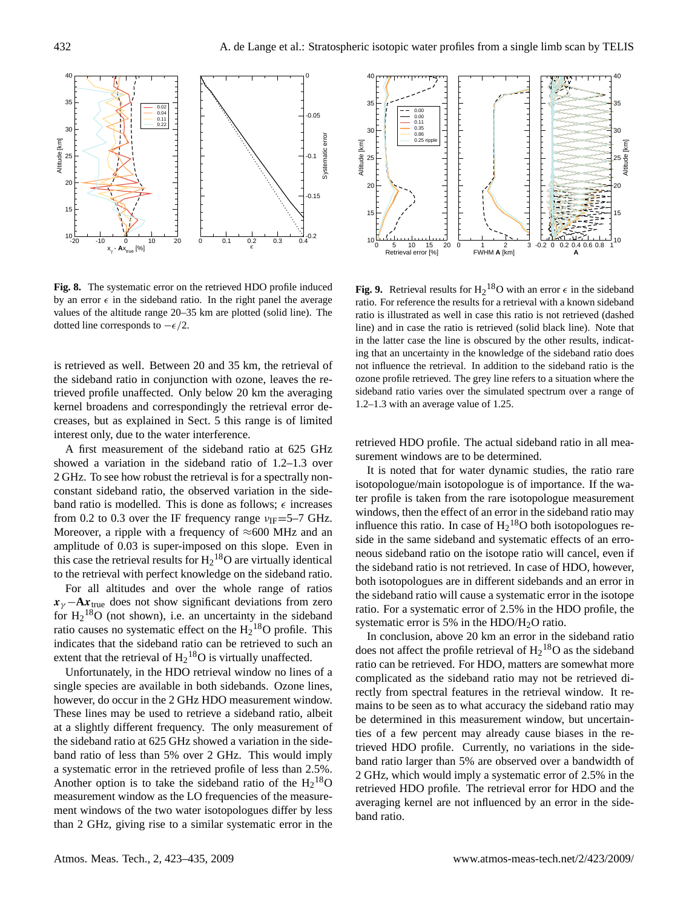**Fig. 8.** The systematic error on the retrieved HDO profile induced by an error $\epsilon$ in the sideband ratio. In the right panel the average values of the altitude range 20–35 km are plotted (solid line). The dotted line corresponds to $-\epsilon/2$.

**Fig. 9.** Retrieval results for $H_2{}^{18}O$ with an error $\epsilon$ in the sideband ratio. For reference the results for a retrieval with a known sideband ratio is illustrated as well in case this ratio is not retrieved (dashed line) and in case the ratio is retrieved (solid black line). Note that in the latter case the line is obscured by the other results, indicating that an uncertainty in the knowledge of the sideband ratio does not influence the retrieval. In addition to the sideband ratio is the ozone profile retrieved. The grey line refers to a situation where the sideband ratio varies over the simulated spectrum over a range of 1.2–1.3 with an average value of 1.25.

is retrieved as well. Between 20 and 35 km, the retrieval of the sideband ratio in conjunction with ozone, leaves the retrieved profile unaffected. Only below 20 km the averaging kernel broadens and correspondingly the retrieval error decreases, but as explained in Sect. 5 this range is of limited interest only, due to the water interference.

A first measurement of the sideband ratio at 625 GHz showed a variation in the sideband ratio of 1.2–1.3 over 2 GHz. To see how robust the retrieval is for a spectrally non-constant sideband ratio, the observed variation in the sideband ratio is modelled. This is done as follows; $\epsilon$ increases from 0.2 to 0.3 over the IF frequency range $\nu_{IF}$=5–7 GHz. Moreover, a ripple with a frequency of $\approx$600 MHz and an amplitude of 0.03 is super-imposed on this slope. Even in this case the retrieval results for $H_2{}^{18}O$ are virtually identical to the retrieval with perfect knowledge on the sideband ratio.

For all altitudes and over the whole range of ratios $\boldsymbol{x}_\gamma - \mathbf{A}\boldsymbol{x}_{\text{true}}$ does not show significant deviations from zero for $H_2{}^{18}O$ (not shown), i.e. an uncertainty in the sideband ratio causes no systematic effect on the $H_2{}^{18}O$ profile. This indicates that the sideband ratio can be retrieved to such an extent that the retrieval of $H_2{}^{18}O$ is virtually unaffected.

Unfortunately, in the HDO retrieval window no lines of a single species are available in both sidebands. Ozone lines, however, do occur in the 2 GHz HDO measurement window. These lines may be used to retrieve a sideband ratio, albeit at a slightly different frequency. The only measurement of the sideband ratio at 625 GHz showed a variation in the sideband ratio of less than 5% over 2 GHz. This would imply a systematic error in the retrieved profile of less than 2.5%. Another option is to take the sideband ratio of the $H_2{}^{18}O$ measurement window as the LO frequencies of the measurement windows of the two water isotopologues differ by less than 2 GHz, giving rise to a similar systematic error in the retrieved HDO profile. The actual sideband ratio in all measurement windows are to be determined.

It is noted that for water dynamic studies, the ratio rare isotopologue/main isotopologue is of importance. If the water profile is taken from the rare isotopologue measurement windows, then the effect of an error in the sideband ratio may influence this ratio. In case of $H_2{}^{18}O$ both isotopologues reside in the same sideband and systematic effects of an erroneous sideband ratio on the isotope ratio will cancel, even if the sideband ratio is not retrieved. In case of HDO, however, both isotopologues are in different sidebands and an error in the sideband ratio will cause a systematic error in the isotope ratio. For a systematic error of 2.5% in the HDO profile, the systematic error is 5% in the HDO/$H_2O$ ratio.

In conclusion, above 20 km an error in the sideband ratio does not affect the profile retrieval of $H_2{}^{18}O$ as the sideband ratio can be retrieved. For HDO, matters are somewhat more complicated as the sideband ratio may not be retrieved directly from spectral features in the retrieval window. It remains to be seen as to what accuracy the sideband ratio may be determined in this measurement window, but uncertainties of a few percent may already cause biases in the retrieved HDO profile. Currently, no variations in the sideband ratio larger than 5% are observed over a bandwidth of 2 GHz, which would imply a systematic error of 2.5% in the retrieved HDO profile. The retrieval error for HDO and the averaging kernel are not influenced by an error in the sideband ratio.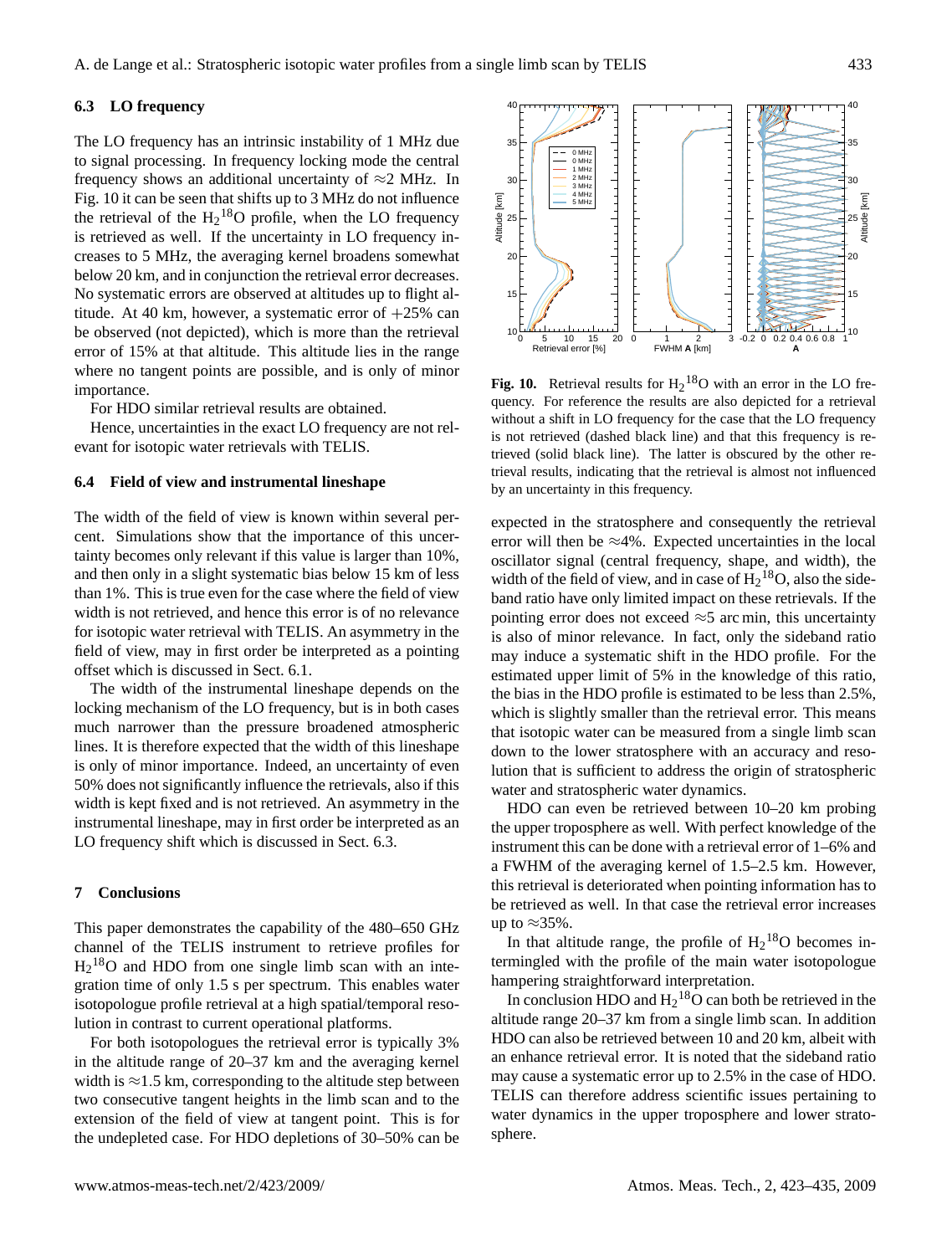### 6.3 LO frequency

The LO frequency has an intrinsic instability of 1 MHz due to signal processing. In frequency locking mode the central frequency shows an additional uncertainty of ≈2 MHz. In Fig. 10 it can be seen that shifts up to 3 MHz do not influence the retrieval of the $H_2{}^{18}O$ profile, when the LO frequency is retrieved as well. If the uncertainty in LO frequency increases to 5 MHz, the averaging kernel broadens somewhat below 20 km, and in conjunction the retrieval error decreases. No systematic errors are observed at altitudes up to flight altitude. At 40 km, however, a systematic error of +25% can be observed (not depicted), which is more than the retrieval error of 15% at that altitude. This altitude lies in the range where no tangent points are possible, and is only of minor importance.

For HDO similar retrieval results are obtained.

Hence, uncertainties in the exact LO frequency are not relevant for isotopic water retrievals with TELIS.

### 6.4 Field of view and instrumental lineshape

The width of the field of view is known within several percent. Simulations show that the importance of this uncertainty becomes only relevant if this value is larger than 10%, and then only in a slight systematic bias below 15 km of less than 1%. This is true even for the case where the field of view width is not retrieved, and hence this error is of no relevance for isotopic water retrieval with TELIS. An asymmetry in the field of view, may in first order be interpreted as a pointing offset which is discussed in Sect. 6.1.

The width of the instrumental lineshape depends on the locking mechanism of the LO frequency, but is in both cases much narrower than the pressure broadened atmospheric lines. It is therefore expected that the width of this lineshape is only of minor importance. Indeed, an uncertainty of even 50% does not significantly influence the retrievals, also if this width is kept fixed and is not retrieved. An asymmetry in the instrumental lineshape, may in first order be interpreted as an LO frequency shift which is discussed in Sect. 6.3.

## 7 Conclusions

This paper demonstrates the capability of the 480–650 GHz channel of the TELIS instrument to retrieve profiles for $H_2{}^{18}O$ and HDO from one single limb scan with an integration time of only 1.5 s per spectrum. This enables water isotopologue profile retrieval at a high spatial/temporal resolution in contrast to current operational platforms.

For both isotopologues the retrieval error is typically 3% in the altitude range of 20–37 km and the averaging kernel width is ≈1.5 km, corresponding to the altitude step between two consecutive tangent heights in the limb scan and to the extension of the field of view at tangent point. This is for the undepleted case. For HDO depletions of 30–50% can be expected in the stratosphere and consequently the retrieval error will then be ≈4%. Expected uncertainties in the local oscillator signal (central frequency, shape, and width), the width of the field of view, and in case of $H_2{}^{18}O$, also the sideband ratio have only limited impact on these retrievals. If the pointing error does not exceed ≈5 arc min, this uncertainty is also of minor relevance. In fact, only the sideband ratio may induce a systematic shift in the HDO profile. For the estimated upper limit of 5% in the knowledge of this ratio, the bias in the HDO profile is estimated to be less than 2.5%, which is slightly smaller than the retrieval error. This means that isotopic water can be measured from a single limb scan down to the lower stratosphere with an accuracy and resolution that is sufficient to address the origin of stratospheric water and stratospheric water dynamics.

HDO can even be retrieved between 10–20 km probing the upper troposphere as well. With perfect knowledge of the instrument this can be done with a retrieval error of 1–6% and a FWHM of the averaging kernel of 1.5–2.5 km. However, this retrieval is deteriorated when pointing information has to be retrieved as well. In that case the retrieval error increases up to ≈35%.

In that altitude range, the profile of $H_2{}^{18}O$ becomes intermingled with the profile of the main water isotopologue hampering straightforward interpretation.

In conclusion HDO and $H_2{}^{18}O$ can both be retrieved in the altitude range 20–37 km from a single limb scan. In addition HDO can also be retrieved between 10 and 20 km, albeit with an enhance retrieval error. It is noted that the sideband ratio may cause a systematic error up to 2.5% in the case of HDO. TELIS can therefore address scientific issues pertaining to water dynamics in the upper troposphere and lower stratosphere.

**Fig. 10.** Retrieval results for $H_2{}^{18}O$ with an error in the LO frequency. For reference the results are also depicted for a retrieval without a shift in LO frequency for the case that the LO frequency is not retrieved (dashed black line) and that this frequency is retrieved (solid black line). The latter is obscured by the other retrieval results, indicating that the retrieval is almost not influenced by an uncertainty in this frequency.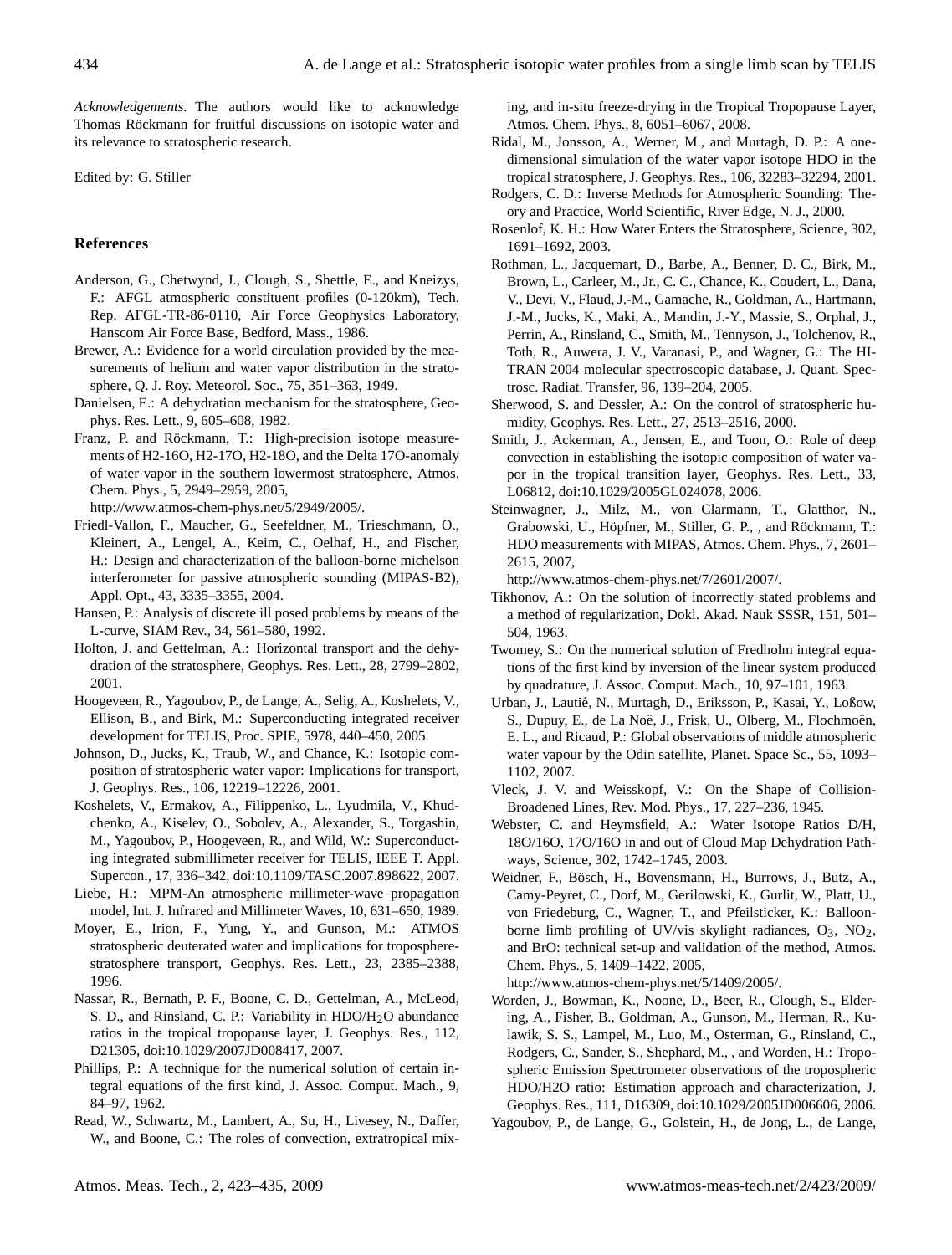*Acknowledgements.* The authors would like to acknowledge Thomas Röckmann for fruitful discussions on isotopic water and its relevance to stratospheric research.

Edited by: G. Stiller

## References

Anderson, G., Chetwynd, J., Clough, S., Shettle, E., and Kneizys, F.: AFGL atmospheric constituent profiles (0-120km), Tech. Rep. AFGL-TR-86-0110, Air Force Geophysics Laboratory, Hanscom Air Force Base, Bedford, Mass., 1986.

Brewer, A.: Evidence for a world circulation provided by the measurements of helium and water vapor distribution in the stratosphere, Q. J. Roy. Meteorol. Soc., 75, 351–363, 1949.

Danielsen, E.: A dehydration mechanism for the stratosphere, Geophys. Res. Lett., 9, 605–608, 1982.

Franz, P. and Röckmann, T.: High-precision isotope measurements of H2-16O, H2-17O, H2-18O, and the Delta 17O-anomaly of water vapor in the southern lowermost stratosphere, Atmos. Chem. Phys., 5, 2949–2959, 2005, http://www.atmos-chem-phys.net/5/2949/2005/.

Friedl-Vallon, F., Maucher, G., Seefeldner, M., Trieschmann, O., Kleinert, A., Lengel, A., Keim, C., Oelhaf, H., and Fischer, H.: Design and characterization of the balloon-borne michelson interferometer for passive atmospheric sounding (MIPAS-B2), Appl. Opt., 43, 3335–3355, 2004.

Hansen, P.: Analysis of discrete ill posed problems by means of the L-curve, SIAM Rev., 34, 561–580, 1992.

Holton, J. and Gettelman, A.: Horizontal transport and the dehydration of the stratosphere, Geophys. Res. Lett., 28, 2799–2802, 2001.

Hoogeveen, R., Yagoubov, P., de Lange, A., Selig, A., Koshelets, V., Ellison, B., and Birk, M.: Superconducting integrated receiver development for TELIS, Proc. SPIE, 5978, 440–450, 2005.

Johnson, D., Jucks, K., Traub, W., and Chance, K.: Isotopic composition of stratospheric water vapor: Implications for transport, J. Geophys. Res., 106, 12219–12226, 2001.

Koshelets, V., Ermakov, A., Filippenko, L., Lyudmila, V., Khudchenko, A., Kiselev, O., Sobolev, A., Alexander, S., Torgashin, M., Yagoubov, P., Hoogeveen, R., and Wild, W.: Superconducting integrated submillimeter receiver for TELIS, IEEE T. Appl. Supercon., 17, 336–342, doi:10.1109/TASC.2007.898622, 2007.

Liebe, H.: MPM-An atmospheric millimeter-wave propagation model, Int. J. Infrared and Millimeter Waves, 10, 631–650, 1989.

Moyer, E., Irion, F., Yung, Y., and Gunson, M.: ATMOS stratospheric deuterated water and implications for troposphere-stratosphere transport, Geophys. Res. Lett., 23, 2385–2388, 1996.

Nassar, R., Bernath, P. F., Boone, C. D., Gettelman, A., McLeod, S. D., and Rinsland, C. P.: Variability in HDO/$H_2O$ abundance ratios in the tropical tropopause layer, J. Geophys. Res., 112, D21305, doi:10.1029/2007JD008417, 2007.

Phillips, P.: A technique for the numerical solution of certain integral equations of the first kind, J. Assoc. Comput. Mach., 9, 84–97, 1962.

Read, W., Schwartz, M., Lambert, A., Su, H., Livesey, N., Daffer, W., and Boone, C.: The roles of convection, extratropical mixing, and in-situ freeze-drying in the Tropical Tropopause Layer, Atmos. Chem. Phys., 8, 6051–6067, 2008.

Ridal, M., Jonsson, A., Werner, M., and Murtagh, D. P.: A one-dimensional simulation of the water vapor isotope HDO in the tropical stratosphere, J. Geophys. Res., 106, 32283–32294, 2001.

Rodgers, C. D.: Inverse Methods for Atmospheric Sounding: Theory and Practice, World Scientific, River Edge, N. J., 2000.

Rosenlof, K. H.: How Water Enters the Stratosphere, Science, 302, 1691–1692, 2003.

Rothman, L., Jacquemart, D., Barbe, A., Benner, D. C., Birk, M., Brown, L., Carleer, M., Jr., C. C., Chance, K., Coudert, L., Dana, V., Devi, V., Flaud, J.-M., Gamache, R., Goldman, A., Hartmann, J.-M., Jucks, K., Maki, A., Mandin, J.-Y., Massie, S., Orphal, J., Perrin, A., Rinsland, C., Smith, M., Tennyson, J., Tolchenov, R., Toth, R., Auwera, J. V., Varanasi, P., and Wagner, G.: The HITRAN 2004 molecular spectroscopic database, J. Quant. Spectrosc. Radiat. Transfer, 96, 139–204, 2005.

Sherwood, S. and Dessler, A.: On the control of stratospheric humidity, Geophys. Res. Lett., 27, 2513–2516, 2000.

Smith, J., Ackerman, A., Jensen, E., and Toon, O.: Role of deep convection in establishing the isotopic composition of water vapor in the tropical transition layer, Geophys. Res. Lett., 33, L06812, doi:10.1029/2005GL024078, 2006.

Steinwagner, J., Milz, M., von Clarmann, T., Glatthor, N., Grabowski, U., Höpfner, M., Stiller, G. P., , and Röckmann, T.: HDO measurements with MIPAS, Atmos. Chem. Phys., 7, 2601–2615, 2007, http://www.atmos-chem-phys.net/7/2601/2007/.

Tikhonov, A.: On the solution of incorrectly stated problems and a method of regularization, Dokl. Akad. Nauk SSSR, 151, 501–504, 1963.

Twomey, S.: On the numerical solution of Fredholm integral equations of the first kind by inversion of the linear system produced by quadrature, J. Assoc. Comput. Mach., 10, 97–101, 1963.

Urban, J., Lautié, N., Murtagh, D., Eriksson, P., Kasai, Y., Loßow, S., Dupuy, E., de La Noë, J., Frisk, U., Olberg, M., Flochmoën, E. L., and Ricaud, P.: Global observations of middle atmospheric water vapour by the Odin satellite, Planet. Space Sc., 55, 1093–1102, 2007.

Vleck, J. V. and Weisskopf, V.: On the Shape of Collision-Broadened Lines, Rev. Mod. Phys., 17, 227–236, 1945.

Webster, C. and Heymsfield, A.: Water Isotope Ratios D/H, 18O/16O, 17O/16O in and out of Cloud Map Dehydration Pathways, Science, 302, 1742–1745, 2003.

Weidner, F., Bösch, H., Bovensmann, H., Burrows, J., Butz, A., Camy-Peyret, C., Dorf, M., Gerilowski, K., Gurlit, W., Platt, U., von Friedeburg, C., Wagner, T., and Pfeilsticker, K.: Balloon-borne limb profiling of UV/vis skylight radiances, $O_3$, $NO_2$, and BrO: technical set-up and validation of the method, Atmos. Chem. Phys., 5, 1409–1422, 2005, http://www.atmos-chem-phys.net/5/1409/2005/.

Worden, J., Bowman, K., Noone, D., Beer, R., Clough, S., Eldering, A., Fisher, B., Goldman, A., Gunson, M., Herman, R., Kulawik, S. S., Lampel, M., Luo, M., Osterman, G., Rinsland, C., Rodgers, C., Sander, S., Shephard, M., , and Worden, H.: Tropospheric Emission Spectrometer observations of the tropospheric HDO/H2O ratio: Estimation approach and characterization, J. Geophys. Res., 111, D16309, doi:10.1029/2005JD006606, 2006.

Yagoubov, P., de Lange, G., Golstein, H., de Jong, L., de Lange,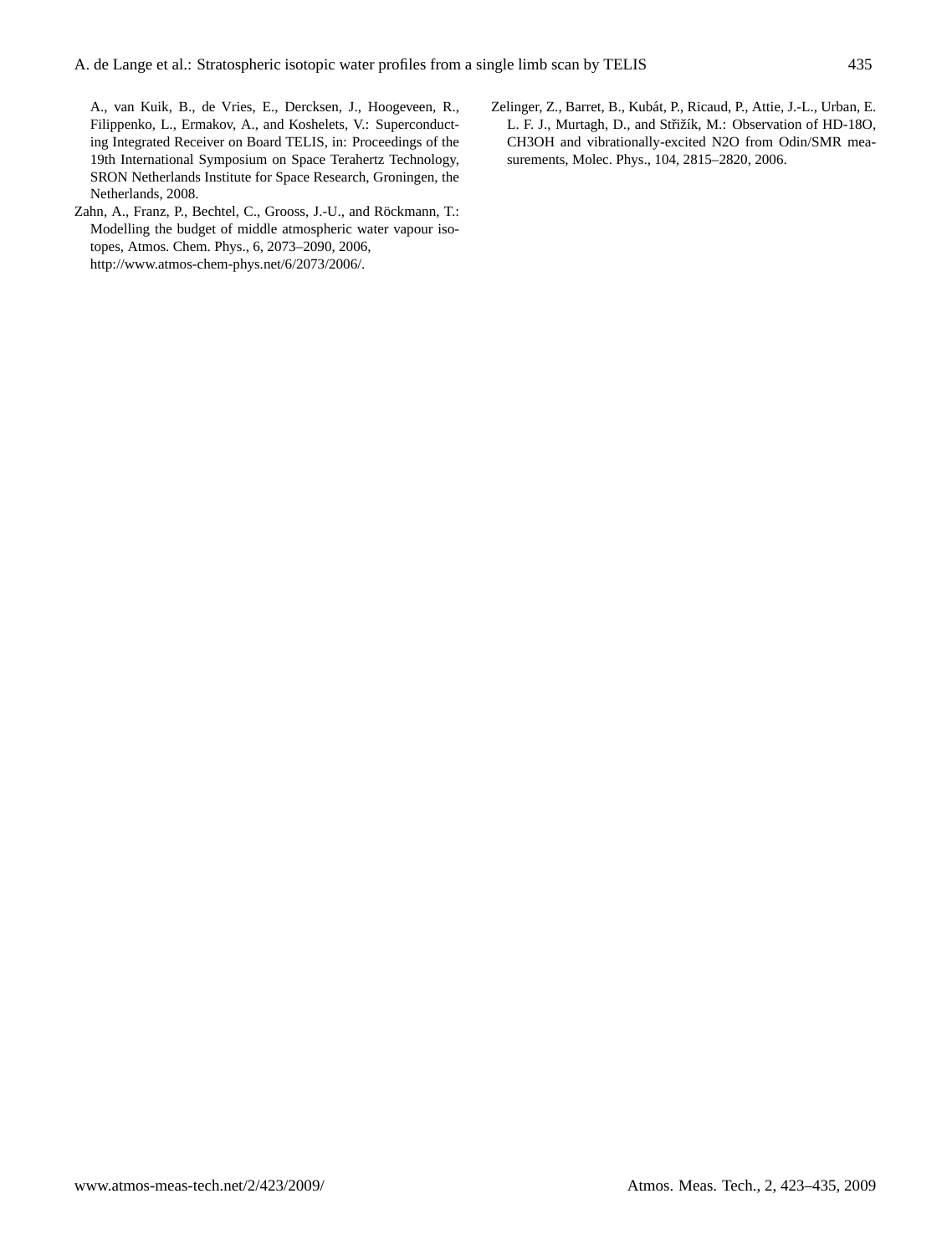A., van Kuik, B., de Vries, E., Dercksen, J., Hoogeveen, R., Filippenko, L., Ermakov, A., and Koshelets, V.: Superconducting Integrated Receiver on Board TELIS, in: Proceedings of the 19th International Symposium on Space Terahertz Technology, SRON Netherlands Institute for Space Research, Groningen, the Netherlands, 2008.

Zahn, A., Franz, P., Bechtel, C., Grooss, J.-U., and Röckmann, T.: Modelling the budget of middle atmospheric water vapour isotopes, Atmos. Chem. Phys., 6, 2073–2090, 2006, http://www.atmos-chem-phys.net/6/2073/2006/.

Zelinger, Z., Barret, B., Kubát, P., Ricaud, P., Attie, J.-L., Urban, E. L. F. J., Murtagh, D., and Střižík, M.: Observation of HD-18O, CH3OH and vibrationally-excited N2O from Odin/SMR measurements, Molec. Phys., 104, 2815–2820, 2006.